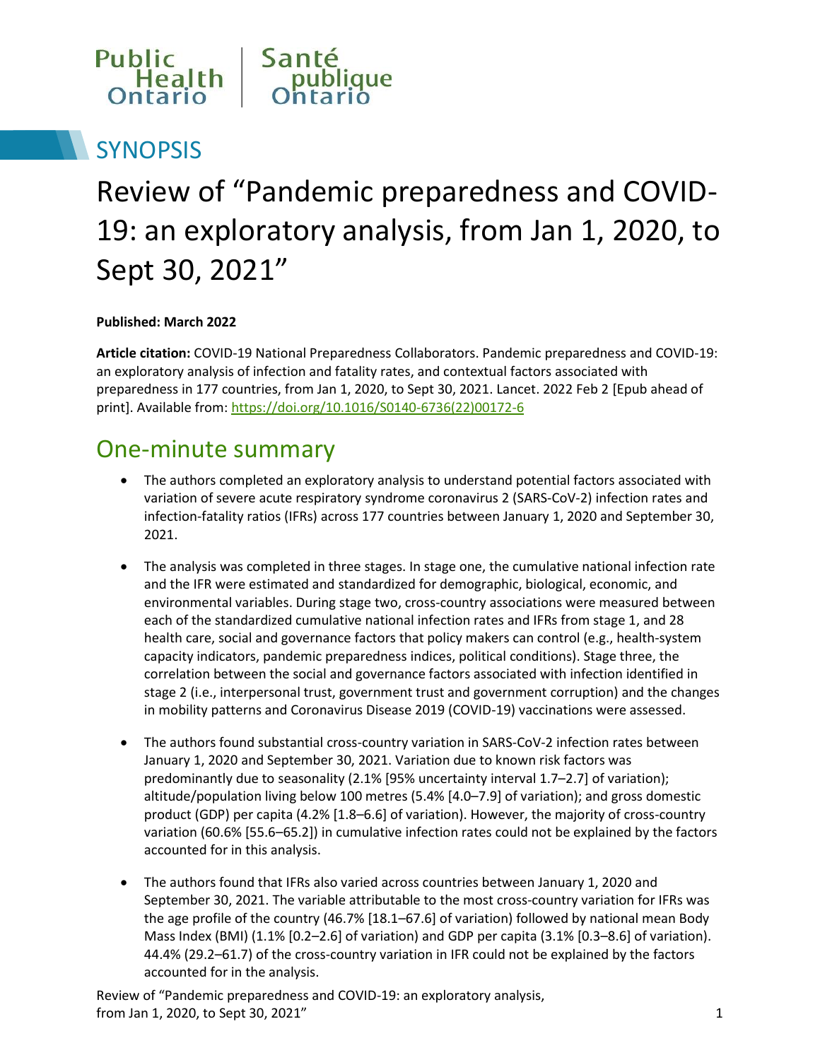Public Health Ontario | Santé publique Ontario

## SYNOPSIS

# Review of “Pandemic preparedness and COVID-19: an exploratory analysis, from Jan 1, 2020, to Sept 30, 2021”

**Published: March 2022**

**Article citation:** COVID-19 National Preparedness Collaborators. Pandemic preparedness and COVID-19: an exploratory analysis of infection and fatality rates, and contextual factors associated with preparedness in 177 countries, from Jan 1, 2020, to Sept 30, 2021. Lancet. 2022 Feb 2 [Epub ahead of print]. Available from: https://doi.org/10.1016/S0140-6736(22)00172-6

## One-minute summary

- The authors completed an exploratory analysis to understand potential factors associated with variation of severe acute respiratory syndrome coronavirus 2 (SARS-CoV-2) infection rates and infection-fatality ratios (IFRs) across 177 countries between January 1, 2020 and September 30, 2021.
- The analysis was completed in three stages. In stage one, the cumulative national infection rate and the IFR were estimated and standardized for demographic, biological, economic, and environmental variables. During stage two, cross-country associations were measured between each of the standardized cumulative national infection rates and IFRs from stage 1, and 28 health care, social and governance factors that policy makers can control (e.g., health-system capacity indicators, pandemic preparedness indices, political conditions). Stage three, the correlation between the social and governance factors associated with infection identified in stage 2 (i.e., interpersonal trust, government trust and government corruption) and the changes in mobility patterns and Coronavirus Disease 2019 (COVID-19) vaccinations were assessed.
- The authors found substantial cross-country variation in SARS-CoV-2 infection rates between January 1, 2020 and September 30, 2021. Variation due to known risk factors was predominantly due to seasonality (2.1% [95% uncertainty interval 1.7–2.7] of variation); altitude/population living below 100 metres (5.4% [4.0–7.9] of variation); and gross domestic product (GDP) per capita (4.2% [1.8–6.6] of variation). However, the majority of cross-country variation (60.6% [55.6–65.2]) in cumulative infection rates could not be explained by the factors accounted for in this analysis.
- The authors found that IFRs also varied across countries between January 1, 2020 and September 30, 2021. The variable attributable to the most cross-country variation for IFRs was the age profile of the country (46.7% [18.1–67.6] of variation) followed by national mean Body Mass Index (BMI) (1.1% [0.2–2.6] of variation) and GDP per capita (3.1% [0.3–8.6] of variation). 44.4% (29.2–61.7) of the cross-country variation in IFR could not be explained by the factors accounted for in the analysis.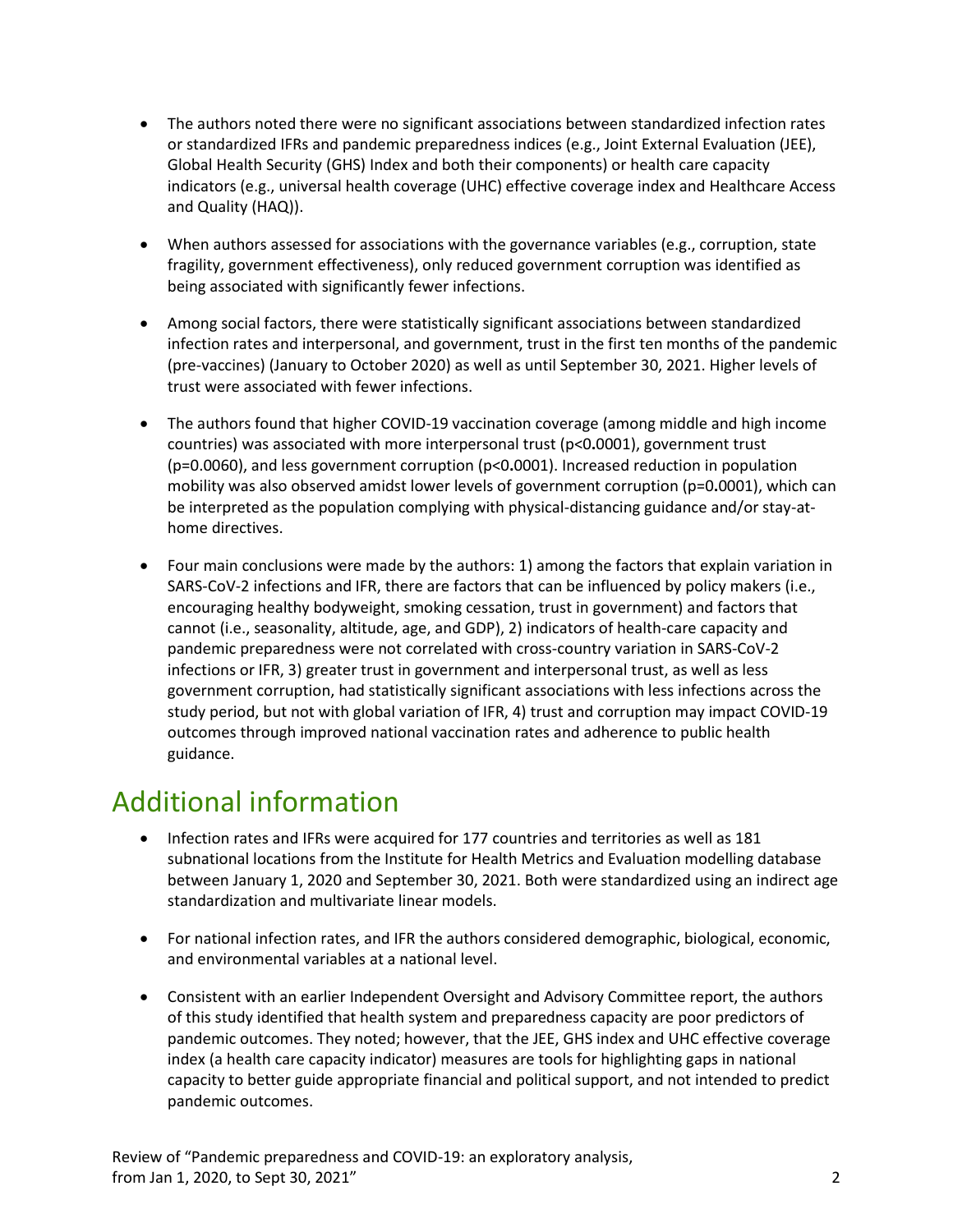- The authors noted there were no significant associations between standardized infection rates or standardized IFRs and pandemic preparedness indices (e.g., Joint External Evaluation (JEE), Global Health Security (GHS) Index and both their components) or health care capacity indicators (e.g., universal health coverage (UHC) effective coverage index and Healthcare Access and Quality (HAQ)).

- When authors assessed for associations with the governance variables (e.g., corruption, state fragility, government effectiveness), only reduced government corruption was identified as being associated with significantly fewer infections.

- Among social factors, there were statistically significant associations between standardized infection rates and interpersonal, and government, trust in the first ten months of the pandemic (pre-vaccines) (January to October 2020) as well as until September 30, 2021. Higher levels of trust were associated with fewer infections.

- The authors found that higher COVID-19 vaccination coverage (among middle and high income countries) was associated with more interpersonal trust ($p<0.0001$), government trust ($p=0.0060$), and less government corruption ($p<0.0001$). Increased reduction in population mobility was also observed amidst lower levels of government corruption ($p=0.0001$), which can be interpreted as the population complying with physical-distancing guidance and/or stay-at-home directives.

- Four main conclusions were made by the authors: 1) among the factors that explain variation in SARS-CoV-2 infections and IFR, there are factors that can be influenced by policy makers (i.e., encouraging healthy bodyweight, smoking cessation, trust in government) and factors that cannot (i.e., seasonality, altitude, age, and GDP), 2) indicators of health-care capacity and pandemic preparedness were not correlated with cross-country variation in SARS-CoV-2 infections or IFR, 3) greater trust in government and interpersonal trust, as well as less government corruption, had statistically significant associations with less infections across the study period, but not with global variation of IFR, 4) trust and corruption may impact COVID-19 outcomes through improved national vaccination rates and adherence to public health guidance.

# Additional information

- Infection rates and IFRs were acquired for 177 countries and territories as well as 181 subnational locations from the Institute for Health Metrics and Evaluation modelling database between January 1, 2020 and September 30, 2021. Both were standardized using an indirect age standardization and multivariate linear models.

- For national infection rates, and IFR the authors considered demographic, biological, economic, and environmental variables at a national level.

- Consistent with an earlier Independent Oversight and Advisory Committee report, the authors of this study identified that health system and preparedness capacity are poor predictors of pandemic outcomes. They noted; however, that the JEE, GHS index and UHC effective coverage index (a health care capacity indicator) measures are tools for highlighting gaps in national capacity to better guide appropriate financial and political support, and not intended to predict pandemic outcomes.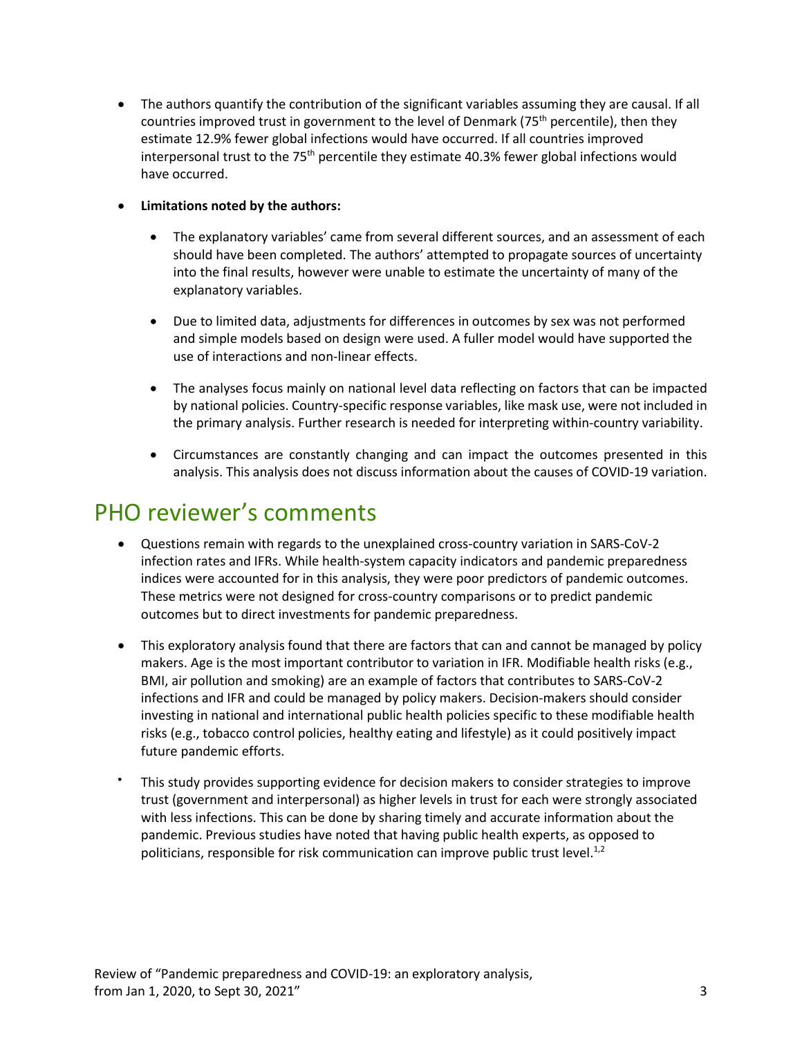- The authors quantify the contribution of the significant variables assuming they are causal. If all countries improved trust in government to the level of Denmark (75th percentile), then they estimate 12.9% fewer global infections would have occurred. If all countries improved interpersonal trust to the 75th percentile they estimate 40.3% fewer global infections would have occurred.

- **Limitations noted by the authors:**

  - The explanatory variables' came from several different sources, and an assessment of each should have been completed. The authors' attempted to propagate sources of uncertainty into the final results, however were unable to estimate the uncertainty of many of the explanatory variables.

  - Due to limited data, adjustments for differences in outcomes by sex was not performed and simple models based on design were used. A fuller model would have supported the use of interactions and non-linear effects.

  - The analyses focus mainly on national level data reflecting on factors that can be impacted by national policies. Country-specific response variables, like mask use, were not included in the primary analysis. Further research is needed for interpreting within-country variability.

  - Circumstances are constantly changing and can impact the outcomes presented in this analysis. This analysis does not discuss information about the causes of COVID-19 variation.

# PHO reviewer's comments

- Questions remain with regards to the unexplained cross-country variation in SARS-CoV-2 infection rates and IFRs. While health-system capacity indicators and pandemic preparedness indices were accounted for in this analysis, they were poor predictors of pandemic outcomes. These metrics were not designed for cross-country comparisons or to predict pandemic outcomes but to direct investments for pandemic preparedness.

- This exploratory analysis found that there are factors that can and cannot be managed by policy makers. Age is the most important contributor to variation in IFR. Modifiable health risks (e.g., BMI, air pollution and smoking) are an example of factors that contributes to SARS-CoV-2 infections and IFR and could be managed by policy makers. Decision-makers should consider investing in national and international public health policies specific to these modifiable health risks (e.g., tobacco control policies, healthy eating and lifestyle) as it could positively impact future pandemic efforts.

- This study provides supporting evidence for decision makers to consider strategies to improve trust (government and interpersonal) as higher levels in trust for each were strongly associated with less infections. This can be done by sharing timely and accurate information about the pandemic. Previous studies have noted that having public health experts, as opposed to politicians, responsible for risk communication can improve public trust level.[1,2]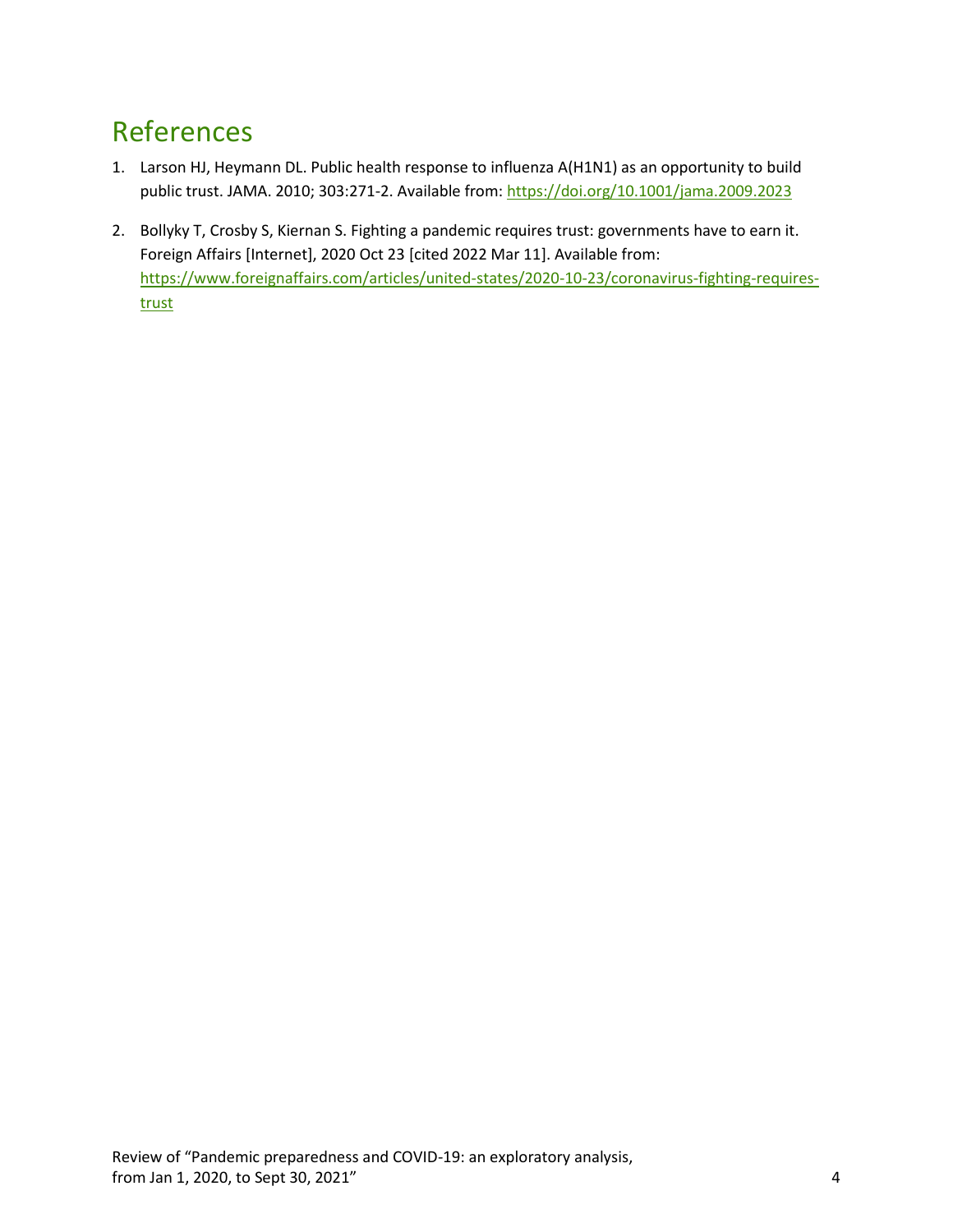# References

1. Larson HJ, Heymann DL. Public health response to influenza A(H1N1) as an opportunity to build public trust. JAMA. 2010; 303:271-2. Available from: https://doi.org/10.1001/jama.2009.2023

2. Bollyky T, Crosby S, Kiernan S. Fighting a pandemic requires trust: governments have to earn it. Foreign Affairs [Internet], 2020 Oct 23 [cited 2022 Mar 11]. Available from: https://www.foreignaffairs.com/articles/united-states/2020-10-23/coronavirus-fighting-requires-trust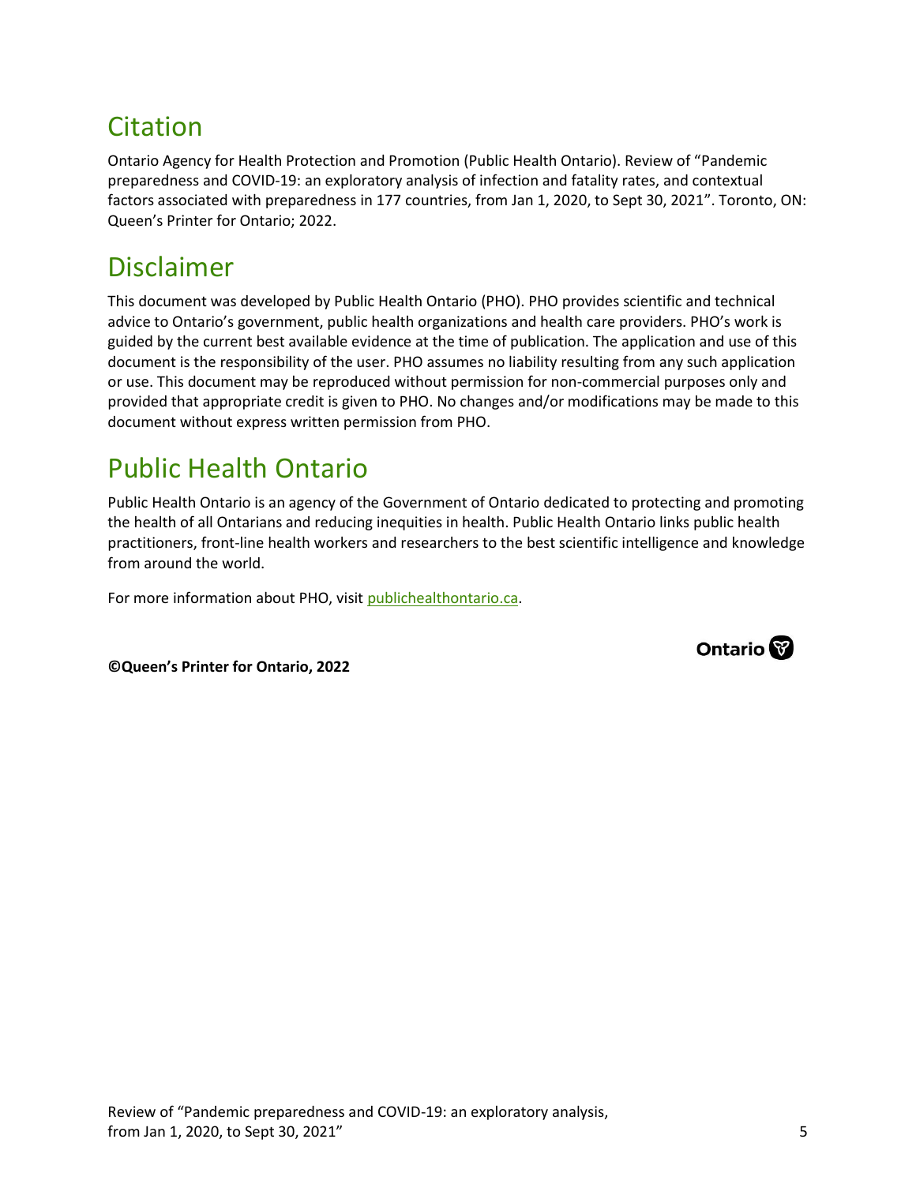## Citation

Ontario Agency for Health Protection and Promotion (Public Health Ontario). Review of "Pandemic preparedness and COVID-19: an exploratory analysis of infection and fatality rates, and contextual factors associated with preparedness in 177 countries, from Jan 1, 2020, to Sept 30, 2021". Toronto, ON: Queen's Printer for Ontario; 2022.

## Disclaimer

This document was developed by Public Health Ontario (PHO). PHO provides scientific and technical advice to Ontario's government, public health organizations and health care providers. PHO's work is guided by the current best available evidence at the time of publication. The application and use of this document is the responsibility of the user. PHO assumes no liability resulting from any such application or use. This document may be reproduced without permission for non-commercial purposes only and provided that appropriate credit is given to PHO. No changes and/or modifications may be made to this document without express written permission from PHO.

## Public Health Ontario

Public Health Ontario is an agency of the Government of Ontario dedicated to protecting and promoting the health of all Ontarians and reducing inequities in health. Public Health Ontario links public health practitioners, front-line health workers and researchers to the best scientific intelligence and knowledge from around the world.

For more information about PHO, visit publichealthontario.ca.

**©Queen's Printer for Ontario, 2022**

Ontario